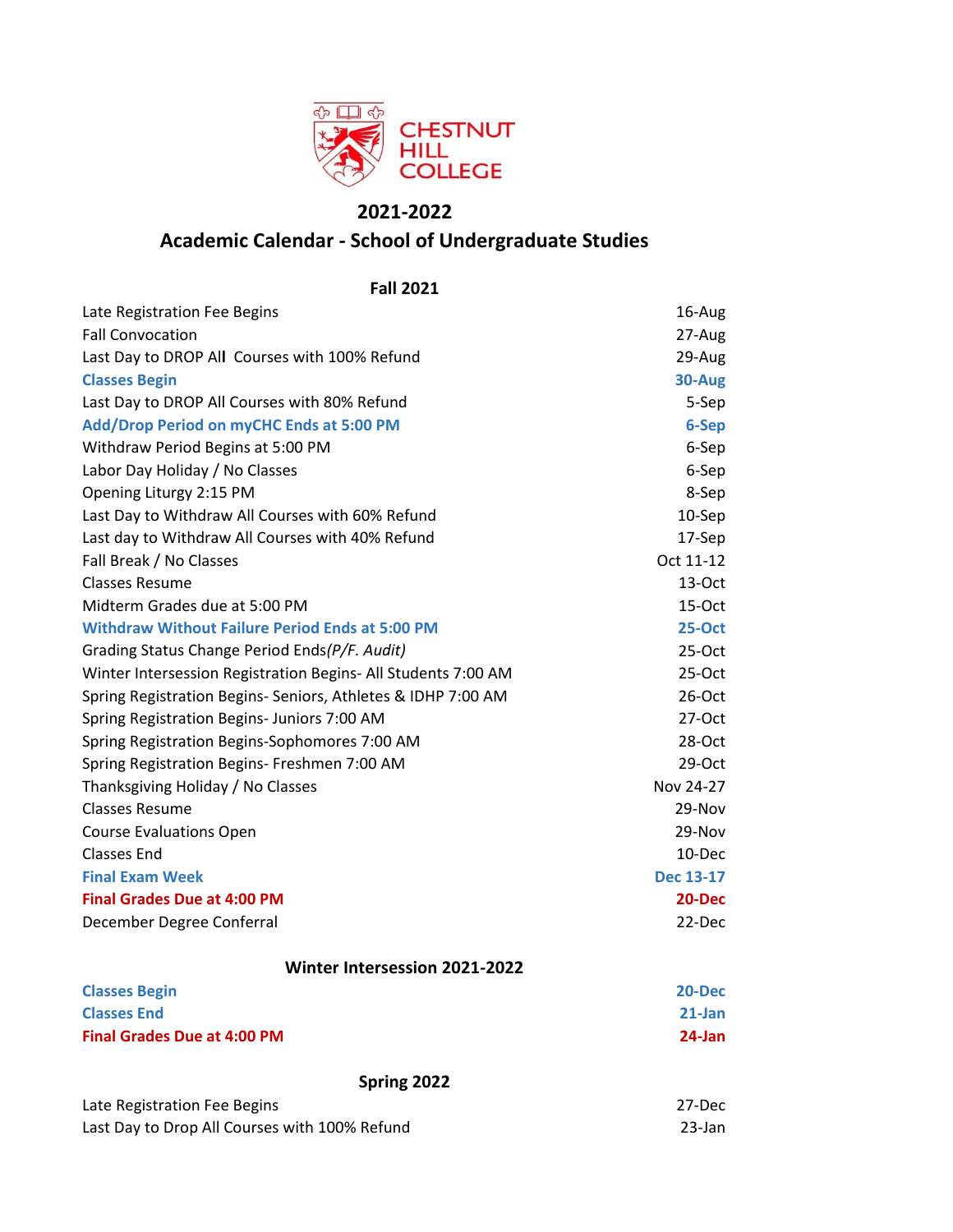CHESTNUT HILL COLLEGE

# 2021-2022

# Academic Calendar - School of Undergraduate Studies

## Fall 2021

| Event | Date |
|---|---|
| Late Registration Fee Begins | 16-Aug |
| Fall Convocation | 27-Aug |
| Last Day to DROP All Courses with 100% Refund | 29-Aug |
| **Classes Begin** | **30-Aug** |
| Last Day to DROP All Courses with 80% Refund | 5-Sep |
| **Add/Drop Period on myCHC Ends at 5:00 PM** | **6-Sep** |
| Withdraw Period Begins at 5:00 PM | 6-Sep |
| Labor Day Holiday / No Classes | 6-Sep |
| Opening Liturgy 2:15 PM | 8-Sep |
| Last Day to Withdraw All Courses with 60% Refund | 10-Sep |
| Last day to Withdraw All Courses with 40% Refund | 17-Sep |
| Fall Break / No Classes | Oct 11-12 |
| Classes Resume | 13-Oct |
| Midterm Grades due at 5:00 PM | 15-Oct |
| **Withdraw Without Failure Period Ends at 5:00 PM** | **25-Oct** |
| Grading Status Change Period Ends *(P/F. Audit)* | 25-Oct |
| Winter Intersession Registration Begins- All Students 7:00 AM | 25-Oct |
| Spring Registration Begins- Seniors, Athletes & IDHP 7:00 AM | 26-Oct |
| Spring Registration Begins- Juniors 7:00 AM | 27-Oct |
| Spring Registration Begins-Sophomores 7:00 AM | 28-Oct |
| Spring Registration Begins- Freshmen 7:00 AM | 29-Oct |
| Thanksgiving Holiday / No Classes | Nov 24-27 |
| Classes Resume | 29-Nov |
| Course Evaluations Open | 29-Nov |
| Classes End | 10-Dec |
| **Final Exam Week** | **Dec 13-17** |
| **Final Grades Due at 4:00 PM** | **20-Dec** |
| December Degree Conferral | 22-Dec |

## Winter Intersession 2021-2022

| Event | Date |
|---|---|
| **Classes Begin** | **20-Dec** |
| **Classes End** | **21-Jan** |
| **Final Grades Due at 4:00 PM** | **24-Jan** |

## Spring 2022

| Event | Date |
|---|---|
| Late Registration Fee Begins | 27-Dec |
| Last Day to Drop All Courses with 100% Refund | 23-Jan |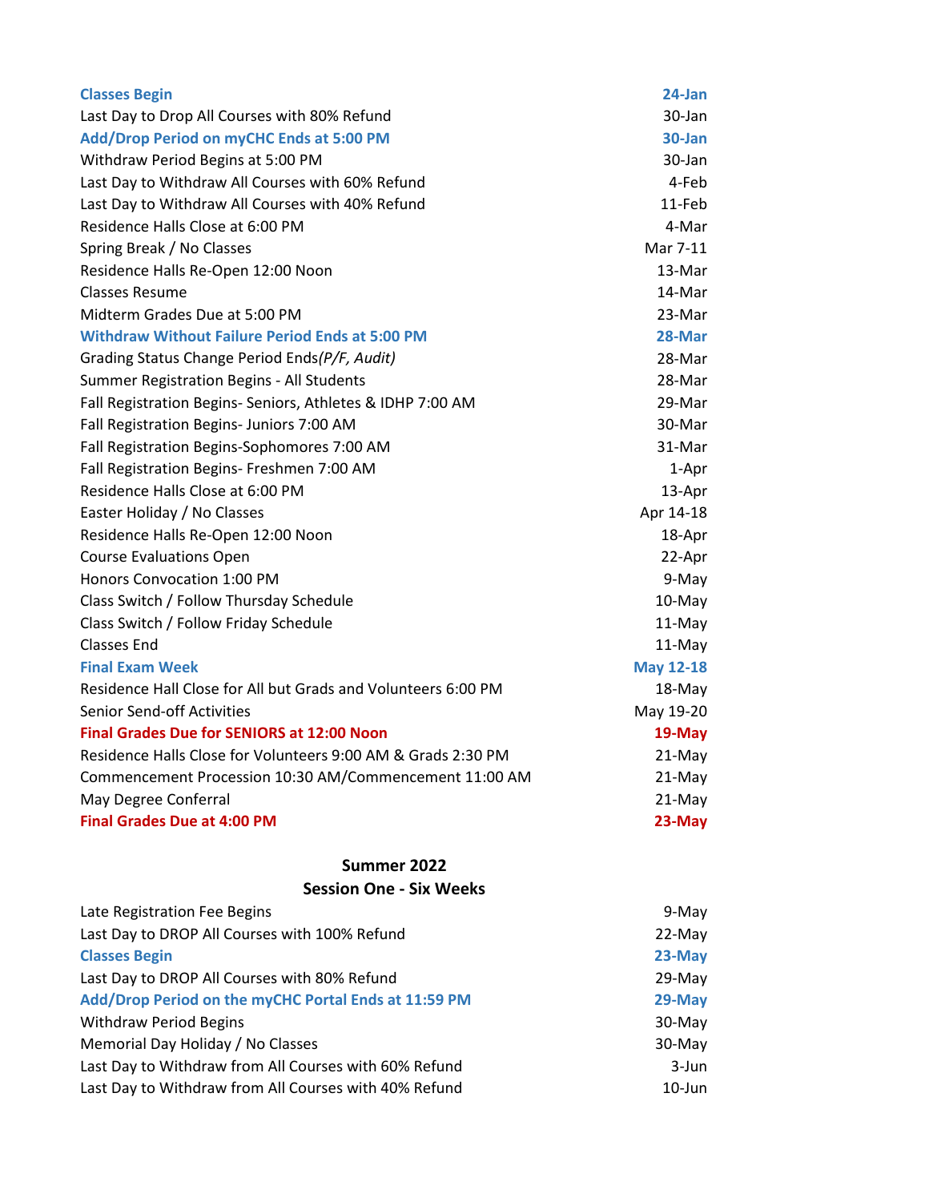| | |
|---|---|
| **Classes Begin** | **24-Jan** |
| Last Day to Drop All Courses with 80% Refund | 30-Jan |
| **Add/Drop Period on myCHC Ends at 5:00 PM** | **30-Jan** |
| Withdraw Period Begins at 5:00 PM | 30-Jan |
| Last Day to Withdraw All Courses with 60% Refund | 4-Feb |
| Last Day to Withdraw All Courses with 40% Refund | 11-Feb |
| Residence Halls Close at 6:00 PM | 4-Mar |
| Spring Break / No Classes | Mar 7-11 |
| Residence Halls Re-Open 12:00 Noon | 13-Mar |
| Classes Resume | 14-Mar |
| Midterm Grades Due at 5:00 PM | 23-Mar |
| **Withdraw Without Failure Period Ends at 5:00 PM** | **28-Mar** |
| Grading Status Change Period Ends *(P/F, Audit)* | 28-Mar |
| Summer Registration Begins - All Students | 28-Mar |
| Fall Registration Begins- Seniors, Athletes & IDHP 7:00 AM | 29-Mar |
| Fall Registration Begins- Juniors 7:00 AM | 30-Mar |
| Fall Registration Begins-Sophomores 7:00 AM | 31-Mar |
| Fall Registration Begins- Freshmen 7:00 AM | 1-Apr |
| Residence Halls Close at 6:00 PM | 13-Apr |
| Easter Holiday / No Classes | Apr 14-18 |
| Residence Halls Re-Open 12:00 Noon | 18-Apr |
| Course Evaluations Open | 22-Apr |
| Honors Convocation 1:00 PM | 9-May |
| Class Switch / Follow Thursday Schedule | 10-May |
| Class Switch / Follow Friday Schedule | 11-May |
| Classes End | 11-May |
| **Final Exam Week** | **May 12-18** |
| Residence Hall Close for All but Grads and Volunteers 6:00 PM | 18-May |
| Senior Send-off Activities | May 19-20 |
| **Final Grades Due for SENIORS at 12:00 Noon** | **19-May** |
| Residence Halls Close for Volunteers 9:00 AM & Grads 2:30 PM | 21-May |
| Commencement Procession 10:30 AM/Commencement 11:00 AM | 21-May |
| May Degree Conferral | 21-May |
| **Final Grades Due at 4:00 PM** | **23-May** |

## Summer 2022

### Session One - Six Weeks

| | |
|---|---|
| Late Registration Fee Begins | 9-May |
| Last Day to DROP All Courses with 100% Refund | 22-May |
| **Classes Begin** | **23-May** |
| Last Day to DROP All Courses with 80% Refund | 29-May |
| **Add/Drop Period on the myCHC Portal Ends at 11:59 PM** | **29-May** |
| Withdraw Period Begins | 30-May |
| Memorial Day Holiday / No Classes | 30-May |
| Last Day to Withdraw from All Courses with 60% Refund | 3-Jun |
| Last Day to Withdraw from All Courses with 40% Refund | 10-Jun |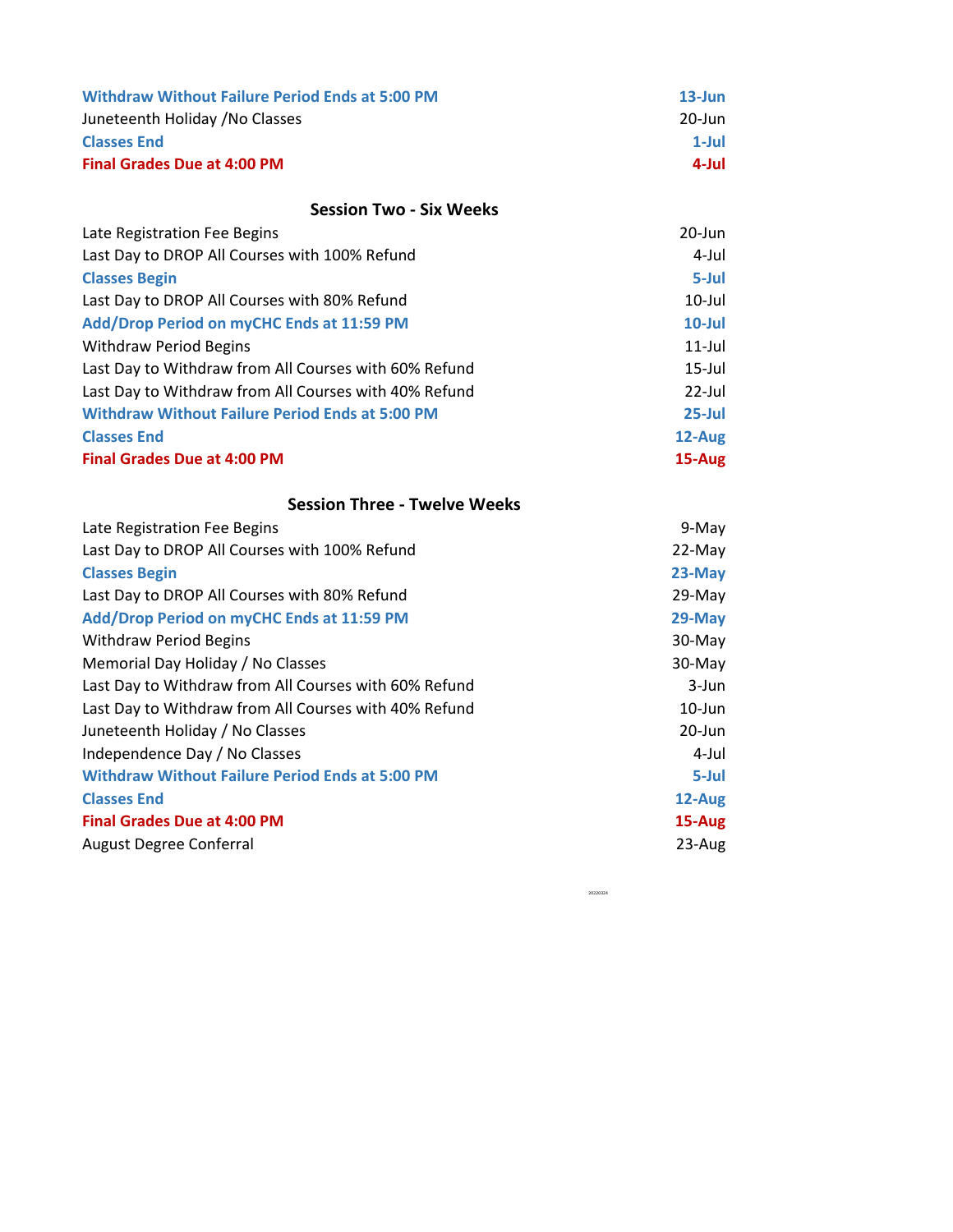| | |
|---|---|
| **Withdraw Without Failure Period Ends at 5:00 PM** | **13-Jun** |
| Juneteenth Holiday /No Classes | 20-Jun |
| **Classes End** | **1-Jul** |
| **Final Grades Due at 4:00 PM** | **4-Jul** |

### Session Two - Six Weeks

| | |
|---|---|
| Late Registration Fee Begins | 20-Jun |
| Last Day to DROP All Courses with 100% Refund | 4-Jul |
| **Classes Begin** | **5-Jul** |
| Last Day to DROP All Courses with 80% Refund | 10-Jul |
| **Add/Drop Period on myCHC Ends at 11:59 PM** | **10-Jul** |
| Withdraw Period Begins | 11-Jul |
| Last Day to Withdraw from All Courses with 60% Refund | 15-Jul |
| Last Day to Withdraw from All Courses with 40% Refund | 22-Jul |
| **Withdraw Without Failure Period Ends at 5:00 PM** | **25-Jul** |
| **Classes End** | **12-Aug** |
| **Final Grades Due at 4:00 PM** | **15-Aug** |

### Session Three - Twelve Weeks

| | |
|---|---|
| Late Registration Fee Begins | 9-May |
| Last Day to DROP All Courses with 100% Refund | 22-May |
| **Classes Begin** | **23-May** |
| Last Day to DROP All Courses with 80% Refund | 29-May |
| **Add/Drop Period on myCHC Ends at 11:59 PM** | **29-May** |
| Withdraw Period Begins | 30-May |
| Memorial Day Holiday / No Classes | 30-May |
| Last Day to Withdraw from All Courses with 60% Refund | 3-Jun |
| Last Day to Withdraw from All Courses with 40% Refund | 10-Jun |
| Juneteenth Holiday / No Classes | 20-Jun |
| Independence Day / No Classes | 4-Jul |
| **Withdraw Without Failure Period Ends at 5:00 PM** | **5-Jul** |
| **Classes End** | **12-Aug** |
| **Final Grades Due at 4:00 PM** | **15-Aug** |
| August Degree Conferral | 23-Aug |

20220324